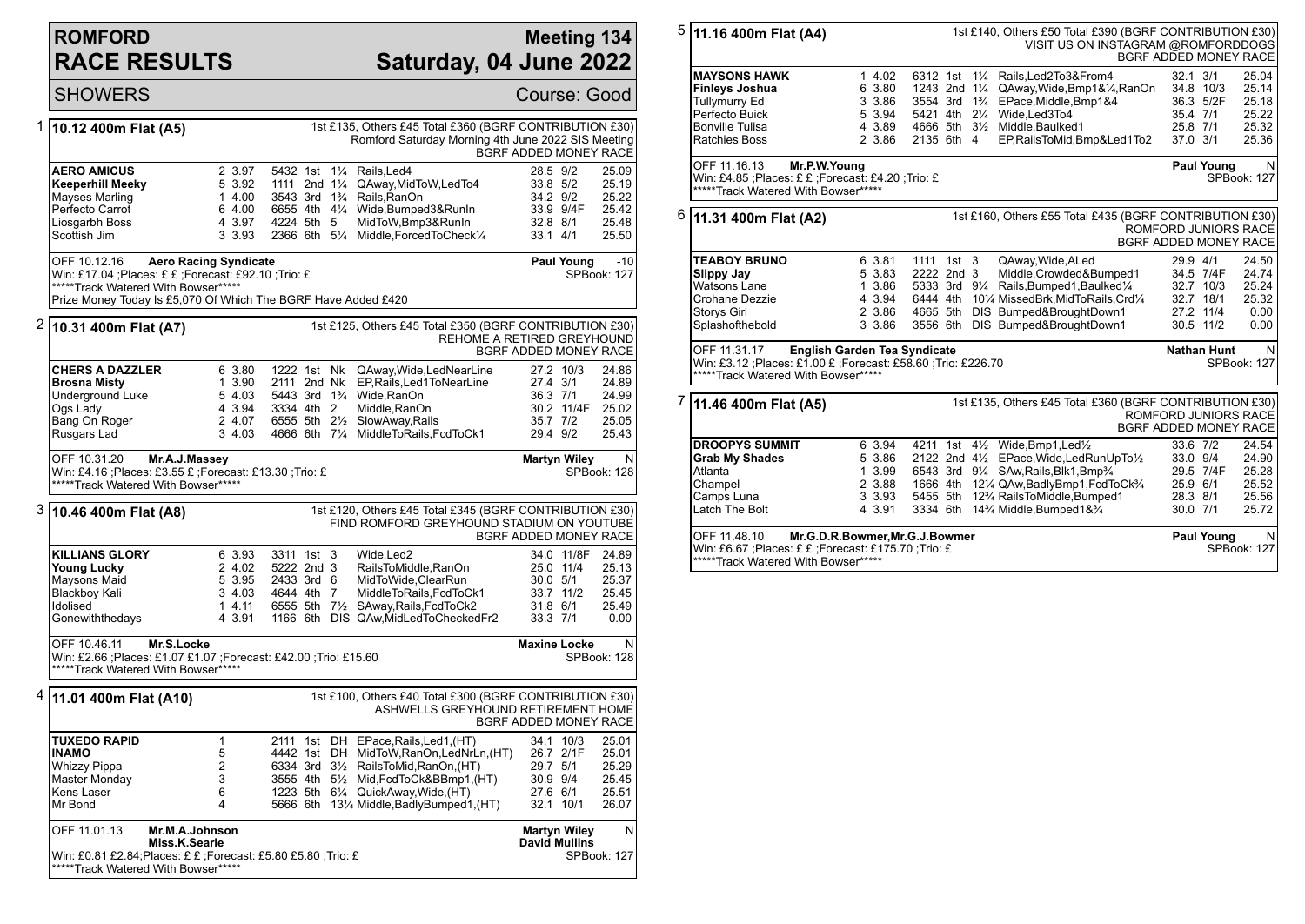# ROMFORD RACE RESULTS

## Meeting 134 — Saturday, 04 June 2022

SHOWERS — Course: Good

### 1 — 10.12 400m Flat (A5)

1st £135, Others £45 Total £360 (BGRF CONTRIBUTION £30)
Romford Saturday Morning 4th June 2022 SIS Meeting
BGRF ADDED MONEY RACE

| Greyhound | Trap | Sect | Bends | Pos | Dist | Remarks | Wt | SP | Time |
|---|---|---|---|---|---|---|---|---|---|
| **AERO AMICUS** | 2 | 3.97 | 5432 | 1st | 1¼ | Rails,Led4 | 28.5 | 9/2 | 25.09 |
| **Keeperhill Meeky** | 5 | 3.92 | 1111 | 2nd | 1¼ | QAway,MidToW,LedTo4 | 33.8 | 5/2 | 25.19 |
| Mayses Marling | 1 | 4.00 | 3543 | 3rd | 1¾ | Rails,RanOn | 34.2 | 9/2 | 25.22 |
| Perfecto Carrot | 6 | 4.00 | 6655 | 4th | 4¼ | Wide,Bumped3&RunIn | 33.9 | 9/4F | 25.42 |
| Liosgarbh Boss | 4 | 3.97 | 4224 | 5th | 5 | MidToW,Bmp3&RunIn | 32.8 | 8/1 | 25.48 |
| Scottish Jim | 3 | 3.93 | 2366 | 6th | 5¼ | Middle,ForcedToCheck¼ | 33.1 | 4/1 | 25.50 |

OFF 10.12.16 **Aero Racing Syndicate** — **Paul Young** -10
Win: £17.04 ;Places: £ £ ;Forecast: £92.10 ;Trio: £ — SPBook: 127
*****Track Watered With Bowser*****
Prize Money Today Is £5,070 Of Which The BGRF Have Added £420

### 2 — 10.31 400m Flat (A7)

1st £125, Others £45 Total £350 (BGRF CONTRIBUTION £30)
REHOME A RETIRED GREYHOUND
BGRF ADDED MONEY RACE

| Greyhound | Trap | Sect | Bends | Pos | Dist | Remarks | Wt | SP | Time |
|---|---|---|---|---|---|---|---|---|---|
| **CHERS A DAZZLER** | 6 | 3.80 | 1222 | 1st | Nk | QAway,Wide,LedNearLine | 27.2 | 10/3 | 24.86 |
| **Brosna Misty** | 1 | 3.90 | 2111 | 2nd | Nk | EP,Rails,Led1ToNearLine | 27.4 | 3/1 | 24.89 |
| Underground Luke | 5 | 4.03 | 5443 | 3rd | 1¾ | Wide,RanOn | 36.3 | 7/1 | 24.99 |
| Ogs Lady | 4 | 3.94 | 3334 | 4th | 2 | Middle,RanOn | 30.2 | 11/4F | 25.02 |
| Bang On Roger | 2 | 4.07 | 6555 | 5th | 2½ | SlowAway,Rails | 35.7 | 7/2 | 25.05 |
| Rusgars Lad | 3 | 4.03 | 4666 | 6th | 7¼ | MiddleToRails,FcdToCk1 | 29.4 | 9/2 | 25.43 |

OFF 10.31.20 **Mr.A.J.Massey** — **Martyn Wiley** N
Win: £4.16 ;Places: £3.55 £ ;Forecast: £13.30 ;Trio: £ — SPBook: 128
*****Track Watered With Bowser*****

### 3 — 10.46 400m Flat (A8)

1st £120, Others £45 Total £345 (BGRF CONTRIBUTION £30)
FIND ROMFORD GREYHOUND STADIUM ON YOUTUBE
BGRF ADDED MONEY RACE

| Greyhound | Trap | Sect | Bends | Pos | Dist | Remarks | Wt | SP | Time |
|---|---|---|---|---|---|---|---|---|---|
| **KILLIANS GLORY** | 6 | 3.93 | 3311 | 1st | 3 | Wide,Led2 | 34.0 | 11/8F | 24.89 |
| **Young Lucky** | 2 | 4.02 | 5222 | 2nd | 3 | RailsToMiddle,RanOn | 25.0 | 11/4 | 25.13 |
| Maysons Maid | 5 | 3.95 | 2433 | 3rd | 6 | MidToWide,ClearRun | 30.0 | 5/1 | 25.37 |
| Blackboy Kali | 3 | 4.03 | 4644 | 4th | 7 | MiddleToRails,FcdToCk1 | 33.7 | 11/2 | 25.45 |
| Idolised | 1 | 4.11 | 6555 | 5th | 7½ | SAway,Rails,FcdToCk2 | 31.8 | 6/1 | 25.49 |
| Gonewiththedays | 4 | 3.91 | 1166 | 6th | DIS | QAw,MidLedToCheckedFr2 | 33.3 | 7/1 | 0.00 |

OFF 10.46.11 **Mr.S.Locke** — **Maxine Locke** N
Win: £2.66 ;Places: £1.07 £1.07 ;Forecast: £42.00 ;Trio: £15.60 — SPBook: 128
*****Track Watered With Bowser*****

### 4 — 11.01 400m Flat (A10)

1st £100, Others £40 Total £300 (BGRF CONTRIBUTION £30)
ASHWELLS GREYHOUND RETIREMENT HOME
BGRF ADDED MONEY RACE

| Greyhound | Trap | Sect | Bends | Pos | Dist | Remarks | Wt | SP | Time |
|---|---|---|---|---|---|---|---|---|---|
| **TUXEDO RAPID** | 1 | | 2111 | 1st | DH | EPace,Rails,Led1,(HT) | 34.1 | 10/3 | 25.01 |
| **INAMO** | 5 | | 4442 | 1st | DH | MidToW,RanOn,LedNrLn,(HT) | 26.7 | 2/1F | 25.01 |
| Whizzy Pippa | 2 | | 6334 | 3rd | 3½ | RailsToMid,RanOn,(HT) | 29.7 | 5/1 | 25.29 |
| Master Monday | 3 | | 3555 | 4th | 5½ | Mid,FcdToCk&BBmp1,(HT) | 30.9 | 9/4 | 25.45 |
| Kens Laser | 6 | | 1223 | 5th | 6¼ | QuickAway,Wide,(HT) | 27.6 | 6/1 | 25.51 |
| Mr Bond | 4 | | 5666 | 6th | 13¼ | Middle,BadlyBumped1,(HT) | 32.1 | 10/1 | 26.07 |

OFF 11.01.13 **Mr.M.A.Johnson** / **Miss.K.Searle** — **Martyn Wiley** / **David Mullins** N
Win: £0.81 £2.84;Places: £ £ ;Forecast: £5.80 £5.80 ;Trio: £ — SPBook: 127
*****Track Watered With Bowser*****

### 5 — 11.16 400m Flat (A4)

1st £140, Others £50 Total £390 (BGRF CONTRIBUTION £30)
VISIT US ON INSTAGRAM @ROMFORDDOGS
BGRF ADDED MONEY RACE

| Greyhound | Trap | Sect | Bends | Pos | Dist | Remarks | Wt | SP | Time |
|---|---|---|---|---|---|---|---|---|---|
| **MAYSONS HAWK** | 1 | 4.02 | 6312 | 1st | 1¼ | Rails,Led2To3&From4 | 32.1 | 3/1 | 25.04 |
| **Finleys Joshua** | 6 | 3.80 | 1243 | 2nd | 1¼ | QAway,Wide,Bmp1&¼,RanOn | 34.8 | 10/3 | 25.14 |
| Tullymurry Ed | 3 | 3.86 | 3554 | 3rd | 1¾ | EPace,Middle,Bmp1&4 | 36.3 | 5/2F | 25.18 |
| Perfecto Buick | 5 | 3.94 | 5421 | 4th | 2¼ | Wide,Led3To4 | 35.4 | 7/1 | 25.22 |
| Bonville Tulisa | 4 | 3.89 | 4666 | 5th | 3½ | Middle,Baulked1 | 25.8 | 7/1 | 25.32 |
| Ratchies Boss | 2 | 3.86 | 2135 | 6th | 4 | EP,RailsToMid,Bmp&Led1To2 | 37.0 | 3/1 | 25.36 |

OFF 11.16.13 **Mr.P.W.Young** — **Paul Young** N
Win: £4.85 ;Places: £ £ ;Forecast: £4.20 ;Trio: £ — SPBook: 127
*****Track Watered With Bowser*****

### 6 — 11.31 400m Flat (A2)

1st £160, Others £55 Total £435 (BGRF CONTRIBUTION £30)
ROMFORD JUNIORS RACE
BGRF ADDED MONEY RACE

| Greyhound | Trap | Sect | Bends | Pos | Dist | Remarks | Wt | SP | Time |
|---|---|---|---|---|---|---|---|---|---|
| **TEABOY BRUNO** | 6 | 3.81 | 1111 | 1st | 3 | QAway,Wide,ALed | 29.9 | 4/1 | 24.50 |
| **Slippy Jay** | 5 | 3.83 | 2222 | 2nd | 3 | Middle,Crowded&Bumped1 | 34.5 | 7/4F | 24.74 |
| Watsons Lane | 1 | 3.86 | 5333 | 3rd | 9¼ | Rails,Bumped1,Baulked¼ | 32.7 | 10/3 | 25.24 |
| Crohane Dezzie | 4 | 3.94 | 6444 | 4th | 10¼ | MissedBrk,MidToRails,Crd¼ | 32.7 | 18/1 | 25.32 |
| Storys Girl | 2 | 3.86 | 4665 | 5th | DIS | Bumped&BroughtDown1 | 27.2 | 11/4 | 0.00 |
| Splashofthebold | 3 | 3.86 | 3556 | 6th | DIS | Bumped&BroughtDown1 | 30.5 | 11/2 | 0.00 |

OFF 11.31.17 **English Garden Tea Syndicate** — **Nathan Hunt** N
Win: £3.12 ;Places: £1.00 £ ;Forecast: £58.60 ;Trio: £226.70 — SPBook: 127
*****Track Watered With Bowser*****

### 7 — 11.46 400m Flat (A5)

1st £135, Others £45 Total £360 (BGRF CONTRIBUTION £30)
ROMFORD JUNIORS RACE
BGRF ADDED MONEY RACE

| Greyhound | Trap | Sect | Bends | Pos | Dist | Remarks | Wt | SP | Time |
|---|---|---|---|---|---|---|---|---|---|
| **DROOPYS SUMMIT** | 6 | 3.94 | 4211 | 1st | 4½ | Wide,Bmp1,Led½ | 33.6 | 7/2 | 24.54 |
| **Grab My Shades** | 5 | 3.86 | 2122 | 2nd | 4½ | EPace,Wide,LedRunUpTo½ | 33.0 | 9/4 | 24.90 |
| Atlanta | 1 | 3.99 | 6543 | 3rd | 9¼ | SAw,Rails,Blk1,Bmp¾ | 29.5 | 7/4F | 25.28 |
| Champel | 2 | 3.88 | 1666 | 4th | 12¼ | QAw,BadlyBmp1,FcdToCk¾ | 25.9 | 6/1 | 25.52 |
| Camps Luna | 3 | 3.93 | 5455 | 5th | 12¾ | RailsToMiddle,Bumped1 | 28.3 | 8/1 | 25.56 |
| Latch The Bolt | 4 | 3.91 | 3334 | 6th | 14¾ | Middle,Bumped1&¾ | 30.0 | 7/1 | 25.72 |

OFF 11.48.10 **Mr.G.D.R.Bowmer,Mr.G.J.Bowmer** — **Paul Young** N
Win: £6.67 ;Places: £ £ ;Forecast: £175.70 ;Trio: £ — SPBook: 127
*****Track Watered With Bowser*****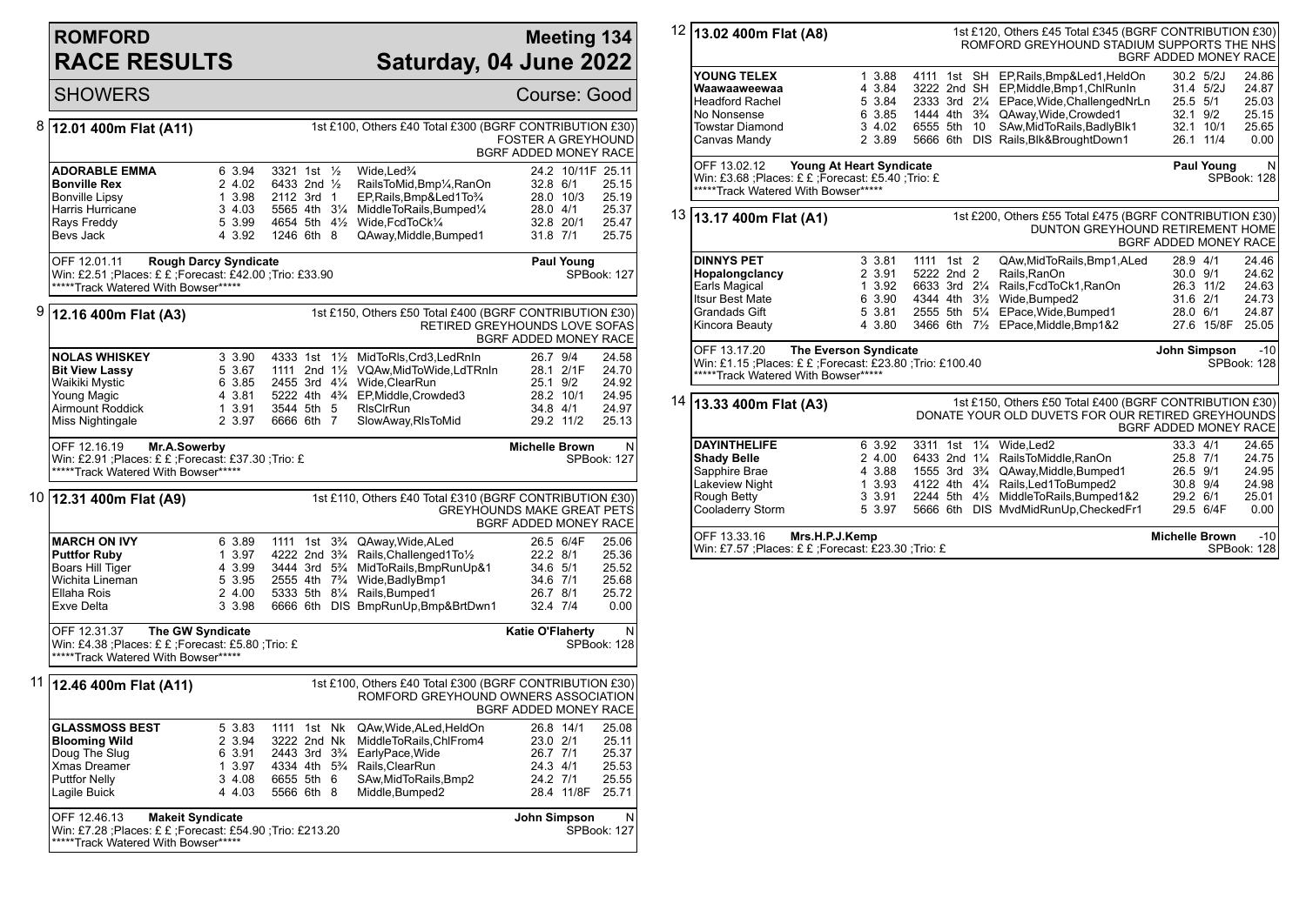# ROMFORD RACE RESULTS

## Meeting 134 Saturday, 04 June 2022

SHOWERS — Course: Good

### 8 — 12.01 400m Flat (A11)

1st £100, Others £40 Total £300 (BGRF CONTRIBUTION £30) FOSTER A GREYHOUND BGRF ADDED MONEY RACE

| | | | | | | | | | |
|---|---|---|---|---|---|---|---|---|---|
| **ADORABLE EMMA** | 6 3.94 | 3321 | 1st | ½ | Wide,Led¾ | 24.2 | 10/11F | 25.11 |
| **Bonville Rex** | 2 4.02 | 6433 | 2nd | ½ | RailsToMid,Bmp¼,RanOn | 32.8 | 6/1 | 25.15 |
| Bonville Lipsy | 1 3.98 | 2112 | 3rd | 1 | EP,Rails,Bmp&Led1To¾ | 28.0 | 10/3 | 25.19 |
| Harris Hurricane | 3 4.03 | 5565 | 4th | 3¼ | MiddleToRails,Bumped¼ | 28.0 | 4/1 | 25.37 |
| Rays Freddy | 5 3.99 | 4654 | 5th | 4½ | Wide,FcdToCk¼ | 32.8 | 20/1 | 25.47 |
| Bevs Jack | 4 3.92 | 1246 | 6th | 8 | QAway,Middle,Bumped1 | 31.8 | 7/1 | 25.75 |

OFF 12.01.11 **Rough Darcy Syndicate** — **Paul Young**
Win: £2.51 ;Places: £ £ ;Forecast: £42.00 ;Trio: £33.90 — SPBook: 127
*****Track Watered With Bowser*****

### 9 — 12.16 400m Flat (A3)

1st £150, Others £50 Total £400 (BGRF CONTRIBUTION £30) RETIRED GREYHOUNDS LOVE SOFAS BGRF ADDED MONEY RACE

| | | | | | | | | | |
|---|---|---|---|---|---|---|---|---|---|
| **NOLAS WHISKEY** | 3 3.90 | 4333 | 1st | 1½ | MidToRls,Crd3,LedRnIn | 26.7 | 9/4 | 24.58 |
| **Bit View Lassy** | 5 3.67 | 1111 | 2nd | 1½ | VQAw,MidToWide,LdTRnIn | 28.1 | 2/1F | 24.70 |
| Waikiki Mystic | 6 3.85 | 2455 | 3rd | 4¼ | Wide,ClearRun | 25.1 | 9/2 | 24.92 |
| Young Magic | 4 3.81 | 5222 | 4th | 4¾ | EP,Middle,Crowded3 | 28.2 | 10/1 | 24.95 |
| Airmount Roddick | 1 3.91 | 3544 | 5th | 5 | RlsClrRun | 34.8 | 4/1 | 24.97 |
| Miss Nightingale | 2 3.97 | 6666 | 6th | 7 | SlowAway,RlsToMid | 29.2 | 11/2 | 25.13 |

OFF 12.16.19 **Mr.A.Sowerby** — **Michelle Brown** N
Win: £2.91 ;Places: £ £ ;Forecast: £37.30 ;Trio: £ — SPBook: 127
*****Track Watered With Bowser*****

### 10 — 12.31 400m Flat (A9)

1st £110, Others £40 Total £310 (BGRF CONTRIBUTION £30) GREYHOUNDS MAKE GREAT PETS BGRF ADDED MONEY RACE

| | | | | | | | | | |
|---|---|---|---|---|---|---|---|---|---|
| **MARCH ON IVY** | 6 3.89 | 1111 | 1st | 3¾ | QAway,Wide,ALed | 26.5 | 6/4F | 25.06 |
| **Puttfor Ruby** | 1 3.97 | 4222 | 2nd | 3¾ | Rails,Challenged1To½ | 22.2 | 8/1 | 25.36 |
| Boars Hill Tiger | 4 3.99 | 3444 | 3rd | 5¾ | MidToRails,BmpRunUp&1 | 34.6 | 5/1 | 25.52 |
| Wichita Lineman | 5 3.95 | 2555 | 4th | 7¾ | Wide,BadlyBmp1 | 34.6 | 7/1 | 25.68 |
| Ellaha Rois | 2 4.00 | 5333 | 5th | 8¼ | Rails,Bumped1 | 26.7 | 8/1 | 25.72 |
| Exve Delta | 3 3.98 | 6666 | 6th | DIS | BmpRunUp,Bmp&BrtDwn1 | 32.4 | 7/4 | 0.00 |

OFF 12.31.37 **The GW Syndicate** — **Katie O'Flaherty** N
Win: £4.38 ;Places: £ £ ;Forecast: £5.80 ;Trio: £ — SPBook: 128
*****Track Watered With Bowser*****

### 11 — 12.46 400m Flat (A11)

1st £100, Others £40 Total £300 (BGRF CONTRIBUTION £30) ROMFORD GREYHOUND OWNERS ASSOCIATION BGRF ADDED MONEY RACE

| | | | | | | | | | |
|---|---|---|---|---|---|---|---|---|---|
| **GLASSMOSS BEST** | 5 3.83 | 1111 | 1st | Nk | QAw,Wide,ALed,HeldOn | 26.8 | 14/1 | 25.08 |
| **Blooming Wild** | 2 3.94 | 3222 | 2nd | Nk | MiddleToRails,ChlFrom4 | 23.0 | 2/1 | 25.11 |
| Doug The Slug | 6 3.91 | 2443 | 3rd | 3¾ | EarlyPace,Wide | 26.7 | 7/1 | 25.37 |
| Xmas Dreamer | 1 3.97 | 4334 | 4th | 5¾ | Rails,ClearRun | 24.3 | 4/1 | 25.53 |
| Puttfor Nelly | 3 4.08 | 6655 | 5th | 6 | SAw,MidToRails,Bmp2 | 24.2 | 7/1 | 25.55 |
| Lagile Buick | 4 4.03 | 5566 | 6th | 8 | Middle,Bumped2 | 28.4 | 11/8F | 25.71 |

OFF 12.46.13 **Makeit Syndicate** — **John Simpson** N
Win: £7.28 ;Places: £ £ ;Forecast: £54.90 ;Trio: £213.20 — SPBook: 127
*****Track Watered With Bowser*****

### 12 — 13.02 400m Flat (A8)

1st £120, Others £45 Total £345 (BGRF CONTRIBUTION £30) ROMFORD GREYHOUND STADIUM SUPPORTS THE NHS BGRF ADDED MONEY RACE

| | | | | | | | | | |
|---|---|---|---|---|---|---|---|---|---|
| **YOUNG TELEX** | 1 3.88 | 4111 | 1st | SH | EP,Rails,Bmp&Led1,HeldOn | 30.2 | 5/2J | 24.86 |
| **Waawaaweewaa** | 4 3.84 | 3222 | 2nd | SH | EP,Middle,Bmp1,ChlRunIn | 31.4 | 5/2J | 24.87 |
| Headford Rachel | 5 3.84 | 2333 | 3rd | 2¼ | EPace,Wide,ChallengedNrLn | 25.5 | 5/1 | 25.03 |
| No Nonsense | 6 3.85 | 1444 | 4th | 3¾ | QAway,Wide,Crowded1 | 32.1 | 9/2 | 25.15 |
| Towstar Diamond | 3 4.02 | 6555 | 5th | 10 | SAw,MidToRails,BadlyBlk1 | 32.1 | 10/1 | 25.65 |
| Canvas Mandy | 2 3.89 | 5666 | 6th | DIS | Rails,Blk&BroughtDown1 | 26.1 | 11/4 | 0.00 |

OFF 13.02.12 **Young At Heart Syndicate** — **Paul Young** N
Win: £3.68 ;Places: £ £ ;Forecast: £5.40 ;Trio: £ — SPBook: 128
*****Track Watered With Bowser*****

### 13 — 13.17 400m Flat (A1)

1st £200, Others £55 Total £475 (BGRF CONTRIBUTION £30) DUNTON GREYHOUND RETIREMENT HOME BGRF ADDED MONEY RACE

| | | | | | | | | | |
|---|---|---|---|---|---|---|---|---|---|
| **DINNYS PET** | 3 3.81 | 1111 | 1st | 2 | QAw,MidToRails,Bmp1,ALed | 28.9 | 4/1 | 24.46 |
| **Hopalongclancy** | 2 3.91 | 5222 | 2nd | 2 | Rails,RanOn | 30.0 | 9/1 | 24.62 |
| Earls Magical | 1 3.92 | 6633 | 3rd | 2¼ | Rails,FcdToCk1,RanOn | 26.3 | 11/2 | 24.63 |
| Itsur Best Mate | 6 3.90 | 4344 | 4th | 3½ | Wide,Bumped2 | 31.6 | 2/1 | 24.73 |
| Grandads Gift | 5 3.81 | 2555 | 5th | 5¼ | EPace,Wide,Bumped1 | 28.0 | 6/1 | 24.87 |
| Kincora Beauty | 4 3.80 | 3466 | 6th | 7½ | EPace,Middle,Bmp1&2 | 27.6 | 15/8F | 25.05 |

OFF 13.17.20 **The Everson Syndicate** — **John Simpson** -10
Win: £1.15 ;Places: £ £ ;Forecast: £23.80 ;Trio: £100.40 — SPBook: 128
*****Track Watered With Bowser*****

### 14 — 13.33 400m Flat (A3)

1st £150, Others £50 Total £400 (BGRF CONTRIBUTION £30) DONATE YOUR OLD DUVETS FOR OUR RETIRED GREYHOUNDS BGRF ADDED MONEY RACE

| | | | | | | | | | |
|---|---|---|---|---|---|---|---|---|---|
| **DAYINTHELIFE** | 6 3.92 | 3311 | 1st | 1¼ | Wide,Led2 | 33.3 | 4/1 | 24.65 |
| **Shady Belle** | 2 4.00 | 6433 | 2nd | 1¼ | RailsToMiddle,RanOn | 25.8 | 7/1 | 24.75 |
| Sapphire Brae | 4 3.88 | 1555 | 3rd | 3¾ | QAway,Middle,Bumped1 | 26.5 | 9/1 | 24.95 |
| Lakeview Night | 1 3.93 | 4122 | 4th | 4¼ | Rails,Led1ToBumped2 | 30.8 | 9/4 | 24.98 |
| Rough Betty | 3 3.91 | 2244 | 5th | 4½ | MiddleToRails,Bumped1&2 | 29.2 | 6/1 | 25.01 |
| Cooladerry Storm | 5 3.97 | 5666 | 6th | DIS | MvdMidRunUp,CheckedFr1 | 29.5 | 6/4F | 0.00 |

OFF 13.33.16 **Mrs.H.P.J.Kemp** — **Michelle Brown** -10
Win: £7.57 ;Places: £ £ ;Forecast: £23.30 ;Trio: £ — SPBook: 128